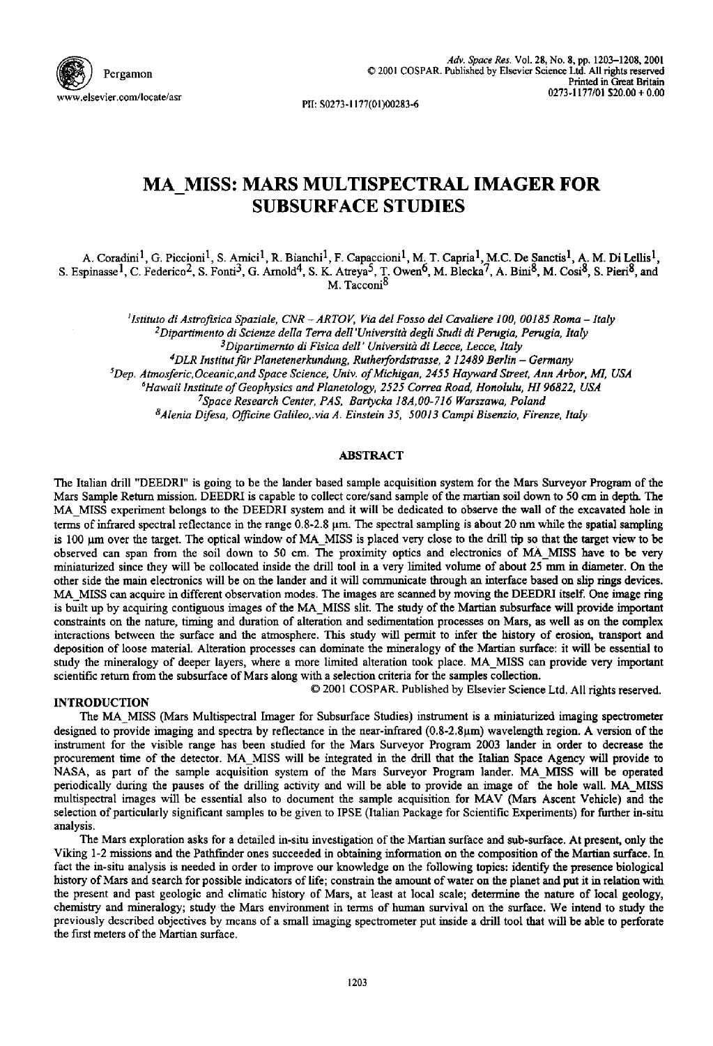# MA_MISS: MARS MULTISPECTRAL IMAGER FOR SUBSURFACE STUDIES

A. Coradini[1], G. Piccioni[1], S. Amici[1], R. Bianchi[1], F. Capaccioni[1], M. T. Capria[1], M.C. De Sanctis[1], A. M. Di Lellis[1], S. Espinasse[1], C. Federico[2], S. Fonti[3], G. Arnold[4], S. K. Atreya[5], T. Owen[6], M. Blecka[7], A. Bini[8], M. Cosi[8], S. Pieri[8], and M. Tacconi[8]

[1]*Istituto di Astrofisica Spaziale, CNR – ARTOV, Via del Fosso del Cavaliere 100, 00185 Roma – Italy*
[2]*Dipartimento di Scienze della Terra dell'Università degli Studi di Perugia, Perugia, Italy*
[3]*Dipartimernto di Fisica dell' Università di Lecce, Lecce, Italy*
[4]*DLR Institut für Planetenerkundung, Rutherfordstrasse, 2 12489 Berlin – Germany*
[5]*Dep. Atmosferic,Oceanic,and Space Science, Univ. of Michigan, 2455 Hayward Street, Ann Arbor, MI, USA*
[6]*Hawaii Institute of Geophysics and Planetology, 2525 Correa Road, Honolulu, HI 96822, USA*
[7]*Space Research Center, PAS, Bartycka 18A,00-716 Warszawa, Poland*
[8]*Alenia Difesa, Officine Galileo,.via A. Einstein 35, 50013 Campi Bisenzio, Firenze, Italy*

## ABSTRACT

The Italian drill "DEEDRI" is going to be the lander based sample acquisition system for the Mars Surveyor Program of the Mars Sample Return mission. DEEDRI is capable to collect core/sand sample of the martian soil down to 50 cm in depth. The MA_MISS experiment belongs to the DEEDRI system and it will be dedicated to observe the wall of the excavated hole in terms of infrared spectral reflectance in the range 0.8-2.8 μm. The spectral sampling is about 20 nm while the spatial sampling is 100 μm over the target. The optical window of MA_MISS is placed very close to the drill tip so that the target view to be observed can span from the soil down to 50 cm. The proximity optics and electronics of MA_MISS have to be very miniaturized since they will be collocated inside the drill tool in a very limited volume of about 25 mm in diameter. On the other side the main electronics will be on the lander and it will communicate through an interface based on slip rings devices. MA_MISS can acquire in different observation modes. The images are scanned by moving the DEEDRI itself. One image ring is built up by acquiring contiguous images of the MA_MISS slit. The study of the Martian subsurface will provide important constraints on the nature, timing and duration of alteration and sedimentation processes on Mars, as well as on the complex interactions between the surface and the atmosphere. This study will permit to infer the history of erosion, transport and deposition of loose material. Alteration processes can dominate the mineralogy of the Martian surface: it will be essential to study the mineralogy of deeper layers, where a more limited alteration took place. MA_MISS can provide very important scientific return from the subsurface of Mars along with a selection criteria for the samples collection.

© 2001 COSPAR. Published by Elsevier Science Ltd. All rights reserved.

## INTRODUCTION

The MA_MISS (Mars Multispectral Imager for Subsurface Studies) instrument is a miniaturized imaging spectrometer designed to provide imaging and spectra by reflectance in the near-infrared (0.8-2.8μm) wavelength region. A version of the instrument for the visible range has been studied for the Mars Surveyor Program 2003 lander in order to decrease the procurement time of the detector. MA_MISS will be integrated in the drill that the Italian Space Agency will provide to NASA, as part of the sample acquisition system of the Mars Surveyor Program lander. MA_MISS will be operated periodically during the pauses of the drilling activity and will be able to provide an image of the hole wall. MA_MISS multispectral images will be essential also to document the sample acquisition for MAV (Mars Ascent Vehicle) and the selection of particularly significant samples to be given to IPSE (Italian Package for Scientific Experiments) for further in-situ analysis.

The Mars exploration asks for a detailed in-situ investigation of the Martian surface and sub-surface. At present, only the Viking 1-2 missions and the Pathfinder ones succeeded in obtaining information on the composition of the Martian surface. In fact the in-situ analysis is needed in order to improve our knowledge on the following topics: identify the presence biological history of Mars and search for possible indicators of life; constrain the amount of water on the planet and put it in relation with the present and past geologic and climatic history of Mars, at least at local scale; determine the nature of local geology, chemistry and mineralogy; study the Mars environment in terms of human survival on the surface. We intend to study the previously described objectives by means of a small imaging spectrometer put inside a drill tool that will be able to perforate the first meters of the Martian surface.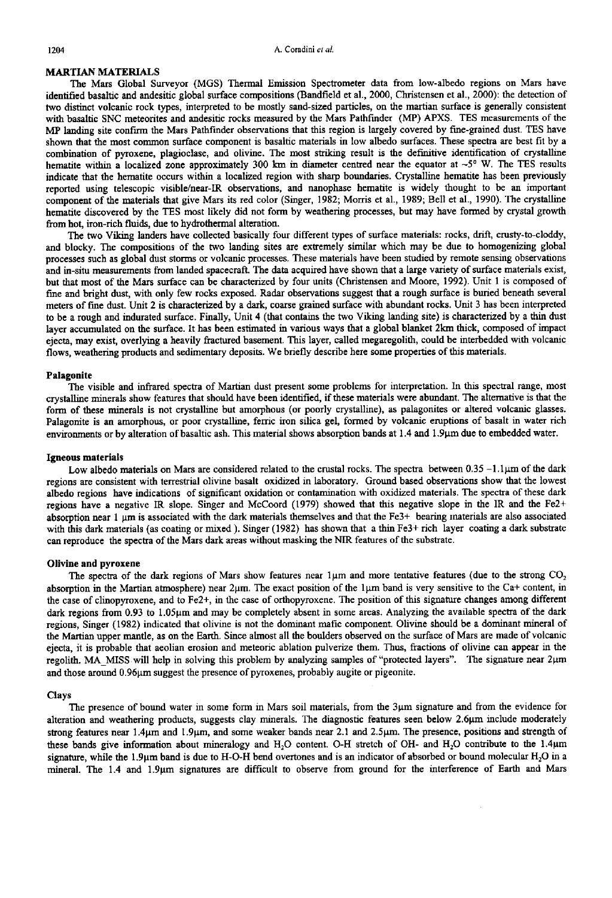## MARTIAN MATERIALS

The Mars Global Surveyor (MGS) Thermal Emission Spectrometer data from low-albedo regions on Mars have identified basaltic and andesitic global surface compositions (Bandfield et al., 2000, Christensen et al., 2000): the detection of two distinct volcanic rock types, interpreted to be mostly sand-sized particles, on the martian surface is generally consistent with basaltic SNC meteorites and andesitic rocks measured by the Mars Pathfinder (MP) APXS. TES measurements of the MP landing site confirm the Mars Pathfinder observations that this region is largely covered by fine-grained dust. TES have shown that the most common surface component is basaltic materials in low albedo surfaces. These spectra are best fit by a combination of pyroxene, plagioclase, and olivine. The most striking result is the definitive identification of crystalline hematite within a localized zone approximately 300 km in diameter centred near the equator at ~5° W. The TES results indicate that the hematite occurs within a localized region with sharp boundaries. Crystalline hematite has been previously reported using telescopic visible/near-IR observations, and nanophase hematite is widely thought to be an important component of the materials that give Mars its red color (Singer, 1982; Morris et al., 1989; Bell et al., 1990). The crystalline hematite discovered by the TES most likely did not form by weathering processes, but may have formed by crystal growth from hot, iron-rich fluids, due to hydrothermal alteration.

The two Viking landers have collected basically four different types of surface materials: rocks, drift, crusty-to-cloddy, and blocky. The compositions of the two landing sites are extremely similar which may be due to homogenizing global processes such as global dust storms or volcanic processes. These materials have been studied by remote sensing observations and in-situ measurements from landed spacecraft. The data acquired have shown that a large variety of surface materials exist, but that most of the Mars surface can be characterized by four units (Christensen and Moore, 1992). Unit 1 is composed of fine and bright dust, with only few rocks exposed. Radar observations suggest that a rough surface is buried beneath several meters of fine dust. Unit 2 is characterized by a dark, coarse grained surface with abundant rocks. Unit 3 has been interpreted to be a rough and indurated surface. Finally, Unit 4 (that contains the two Viking landing site) is characterized by a thin dust layer accumulated on the surface. It has been estimated in various ways that a global blanket 2km thick, composed of impact ejecta, may exist, overlying a heavily fractured basement. This layer, called megaregolith, could be interbedded with volcanic flows, weathering products and sedimentary deposits. We briefly describe here some properties of this materials.

### Palagonite

The visible and infrared spectra of Martian dust present some problems for interpretation. In this spectral range, most crystalline minerals show features that should have been identified, if these materials were abundant. The alternative is that the form of these minerals is not crystalline but amorphous (or poorly crystalline), as palagonites or altered volcanic glasses. Palagonite is an amorphous, or poor crystalline, ferric iron silica gel, formed by volcanic eruptions of basalt in water rich environments or by alteration of basaltic ash. This material shows absorption bands at 1.4 and 1.9μm due to embedded water.

### Igneous materials

Low albedo materials on Mars are considered related to the crustal rocks. The spectra between 0.35 –1.1μm of the dark regions are consistent with terrestrial olivine basalt oxidized in laboratory. Ground based observations show that the lowest albedo regions have indications of significant oxidation or contamination with oxidized materials. The spectra of these dark regions have a negative IR slope. Singer and McCoord (1979) showed that this negative slope in the IR and the $Fe^{2+}$ absorption near 1 μm is associated with the dark materials themselves and that the $Fe^{3+}$ bearing materials are also associated with this dark materials (as coating or mixed ). Singer (1982) has shown that a thin $Fe^{3+}$ rich layer coating a dark substrate can reproduce the spectra of the Mars dark areas without masking the NIR features of the substrate.

### Olivine and pyroxene

The spectra of the dark regions of Mars show features near 1μm and more tentative features (due to the strong $CO_2$ absorption in the Martian atmosphere) near 2μm. The exact position of the 1μm band is very sensitive to the $Ca^{+}$ content, in the case of clinopyroxene, and to $Fe^{2+}$, in the case of orthopyroxene. The position of this signature changes among different dark regions from 0.93 to 1.05μm and may be completely absent in some areas. Analyzing the available spectra of the dark regions, Singer (1982) indicated that olivine is not the dominant mafic component. Olivine should be a dominant mineral of the Martian upper mantle, as on the Earth. Since almost all the boulders observed on the surface of Mars are made of volcanic ejecta, it is probable that aeolian erosion and meteoric ablation pulverize them. Thus, fractions of olivine can appear in the regolith. MA_MISS will help in solving this problem by analyzing samples of "protected layers". The signature near 2μm and those around 0.96μm suggest the presence of pyroxenes, probably augite or pigeonite.

### Clays

The presence of bound water in some form in Mars soil materials, from the 3μm signature and from the evidence for alteration and weathering products, suggests clay minerals. The diagnostic features seen below 2.6μm include moderately strong features near 1.4μm and 1.9μm, and some weaker bands near 2.1 and 2.5μm. The presence, positions and strength of these bands give information about mineralogy and $H_2O$ content. O-H stretch of $OH^-$ and $H_2O$ contribute to the 1.4μm signature, while the 1.9μm band is due to H-O-H bend overtones and is an indicator of absorbed or bound molecular $H_2O$ in a mineral. The 1.4 and 1.9μm signatures are difficult to observe from ground for the interference of Earth and Mars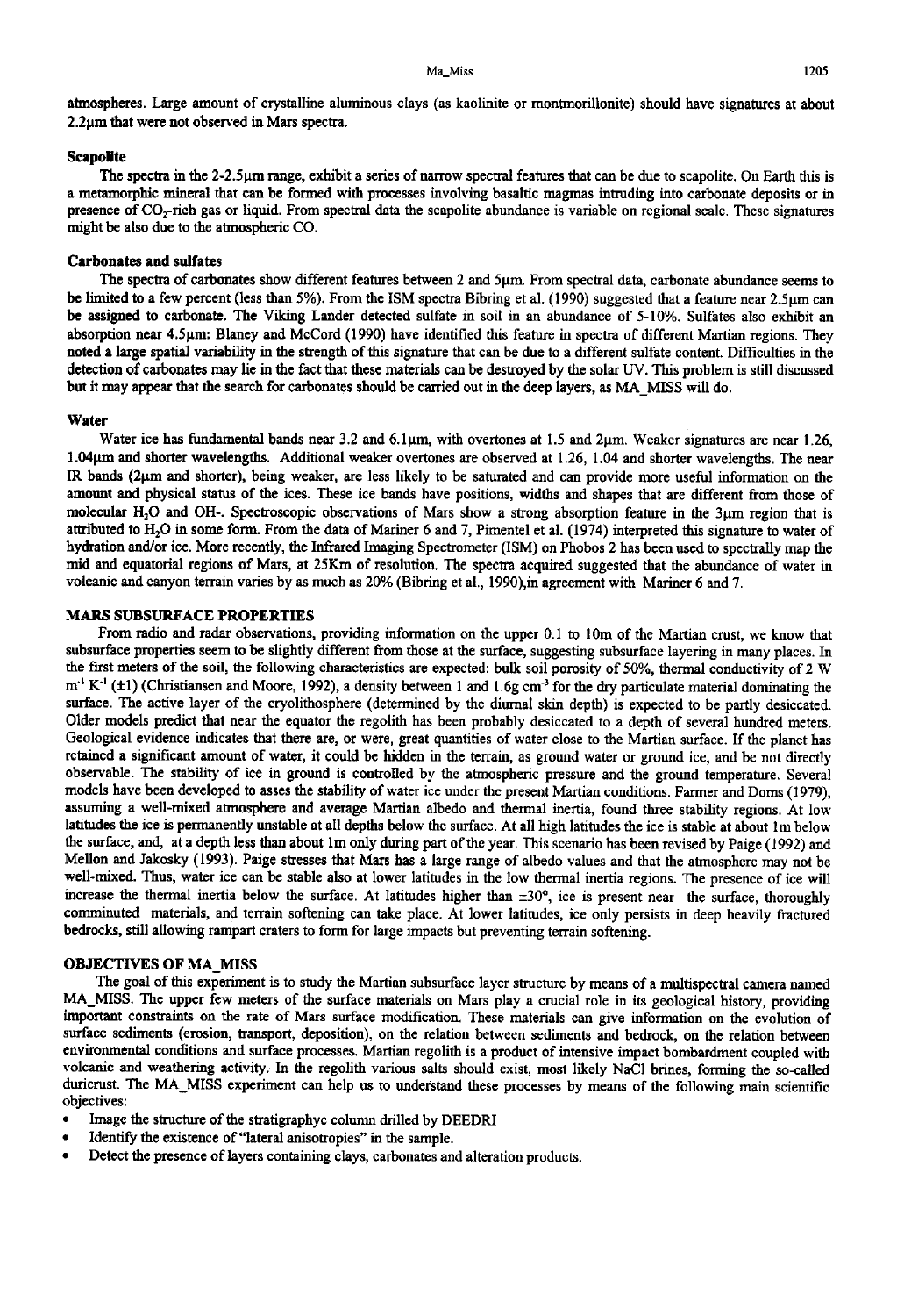atmospheres. Large amount of crystalline aluminous clays (as kaolinite or montmorillonite) should have signatures at about 2.2μm that were not observed in Mars spectra.

### Scapolite

The spectra in the 2-2.5μm range, exhibit a series of narrow spectral features that can be due to scapolite. On Earth this is a metamorphic mineral that can be formed with processes involving basaltic magmas intruding into carbonate deposits or in presence of $CO_2$-rich gas or liquid. From spectral data the scapolite abundance is variable on regional scale. These signatures might be also due to the atmospheric CO.

### Carbonates and sulfates

The spectra of carbonates show different features between 2 and 5μm. From spectral data, carbonate abundance seems to be limited to a few percent (less than 5%). From the ISM spectra Bibring et al. (1990) suggested that a feature near 2.5μm can be assigned to carbonate. The Viking Lander detected sulfate in soil in an abundance of 5-10%. Sulfates also exhibit an absorption near 4.5μm: Blaney and McCord (1990) have identified this feature in spectra of different Martian regions. They noted a large spatial variability in the strength of this signature that can be due to a different sulfate content. Difficulties in the detection of carbonates may lie in the fact that these materials can be destroyed by the solar UV. This problem is still discussed but it may appear that the search for carbonates should be carried out in the deep layers, as MA_MISS will do.

### Water

Water ice has fundamental bands near 3.2 and 6.1μm, with overtones at 1.5 and 2μm. Weaker signatures are near 1.26, 1.04μm and shorter wavelengths. Additional weaker overtones are observed at 1.26, 1.04 and shorter wavelengths. The near IR bands (2μm and shorter), being weaker, are less likely to be saturated and can provide more useful information on the amount and physical status of the ices. These ice bands have positions, widths and shapes that are different from those of molecular $H_2O$ and OH-. Spectroscopic observations of Mars show a strong absorption feature in the 3μm region that is attributed to $H_2O$ in some form. From the data of Mariner 6 and 7, Pimentel et al. (1974) interpreted this signature to water of hydration and/or ice. More recently, the Infrared Imaging Spectrometer (ISM) on Phobos 2 has been used to spectrally map the mid and equatorial regions of Mars, at 25Km of resolution. The spectra acquired suggested that the abundance of water in volcanic and canyon terrain varies by as much as 20% (Bibring et al., 1990),in agreement with Mariner 6 and 7.

## MARS SUBSURFACE PROPERTIES

From radio and radar observations, providing information on the upper 0.1 to 10m of the Martian crust, we know that subsurface properties seem to be slightly different from those at the surface, suggesting subsurface layering in many places. In the first meters of the soil, the following characteristics are expected: bulk soil porosity of 50%, thermal conductivity of 2 W $m^{-1} K^{-1}$ (±1) (Christiansen and Moore, 1992), a density between 1 and 1.6g $cm^{-3}$ for the dry particulate material dominating the surface. The active layer of the cryolithosphere (determined by the diurnal skin depth) is expected to be partly desiccated. Older models predict that near the equator the regolith has been probably desiccated to a depth of several hundred meters. Geological evidence indicates that there are, or were, great quantities of water close to the Martian surface. If the planet has retained a significant amount of water, it could be hidden in the terrain, as ground water or ground ice, and be not directly observable. The stability of ice in ground is controlled by the atmospheric pressure and the ground temperature. Several models have been developed to asses the stability of water ice under the present Martian conditions. Farmer and Doms (1979), assuming a well-mixed atmosphere and average Martian albedo and thermal inertia, found three stability regions. At low latitudes the ice is permanently unstable at all depths below the surface. At all high latitudes the ice is stable at about 1m below the surface, and, at a depth less than about 1m only during part of the year. This scenario has been revised by Paige (1992) and Mellon and Jakosky (1993). Paige stresses that Mars has a large range of albedo values and that the atmosphere may not be well-mixed. Thus, water ice can be stable also at lower latitudes in the low thermal inertia regions. The presence of ice will increase the thermal inertia below the surface. At latitudes higher than ±30°, ice is present near the surface, thoroughly comminuted materials, and terrain softening can take place. At lower latitudes, ice only persists in deep heavily fractured bedrocks, still allowing rampart craters to form for large impacts but preventing terrain softening.

## OBJECTIVES OF MA_MISS

The goal of this experiment is to study the Martian subsurface layer structure by means of a multispectral camera named MA_MISS. The upper few meters of the surface materials on Mars play a crucial role in its geological history, providing important constraints on the rate of Mars surface modification. These materials can give information on the evolution of surface sediments (erosion, transport, deposition), on the relation between sediments and bedrock, on the relation between environmental conditions and surface processes. Martian regolith is a product of intensive impact bombardment coupled with volcanic and weathering activity. In the regolith various salts should exist, most likely NaCl brines, forming the so-called duricrust. The MA_MISS experiment can help us to understand these processes by means of the following main scientific objectives:

- Image the structure of the stratigraphyc column drilled by DEEDRI
- Identify the existence of "lateral anisotropies" in the sample.
- Detect the presence of layers containing clays, carbonates and alteration products.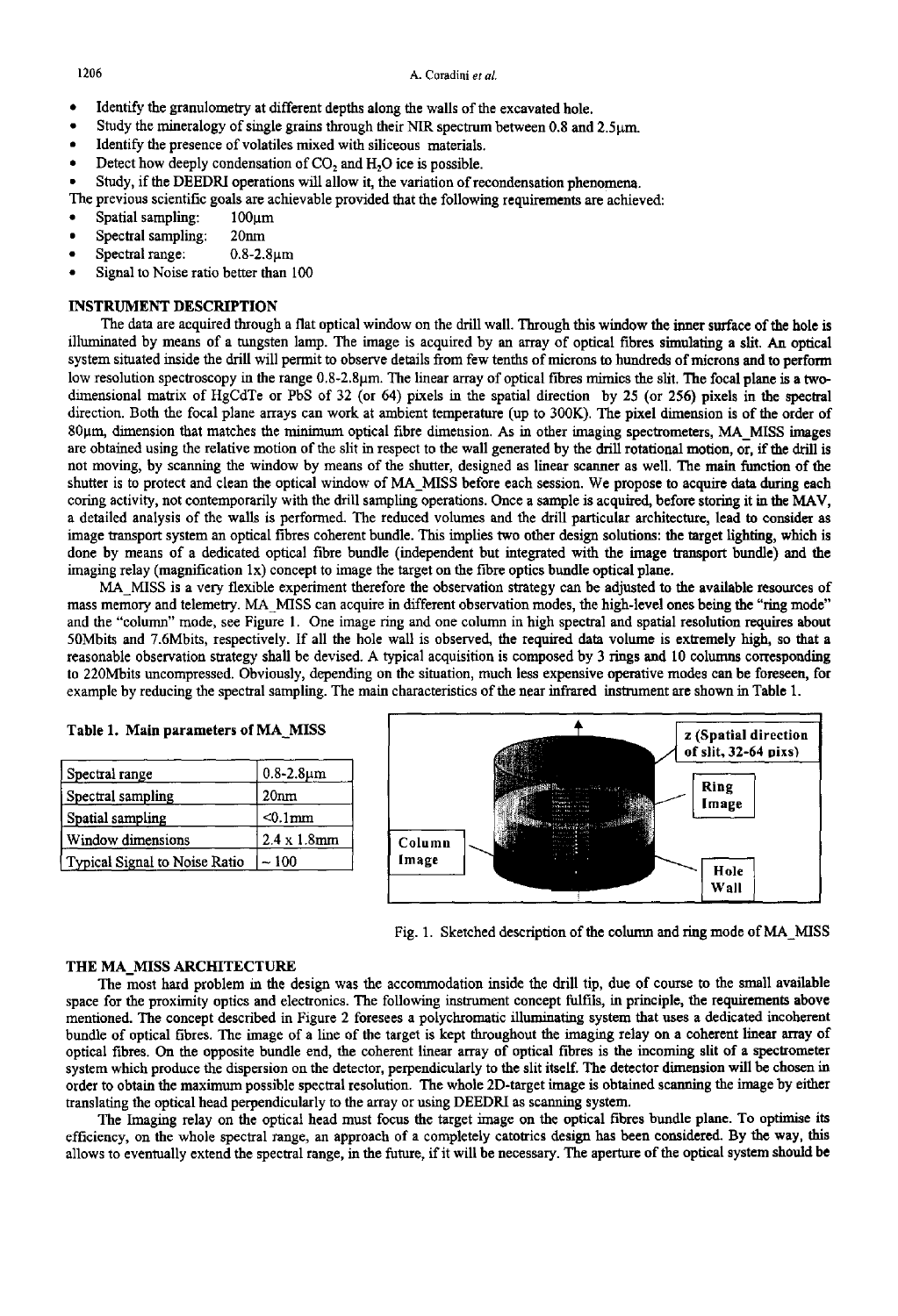- Identify the granulometry at different depths along the walls of the excavated hole.
- Study the mineralogy of single grains through their NIR spectrum between 0.8 and 2.5µm.
- Identify the presence of volatiles mixed with siliceous materials.
- Detect how deeply condensation of $CO_2$ and $H_2O$ ice is possible.
- Study, if the DEEDRI operations will allow it, the variation of recondensation phenomena.

The previous scientific goals are achievable provided that the following requirements are achieved:

- Spatial sampling: 100µm
- Spectral sampling: 20nm
- Spectral range: 0.8-2.8µm
- Signal to Noise ratio better than 100

## INSTRUMENT DESCRIPTION

The data are acquired through a flat optical window on the drill wall. Through this window the inner surface of the hole is illuminated by means of a tungsten lamp. The image is acquired by an array of optical fibres simulating a slit. An optical system situated inside the drill will permit to observe details from few tenths of microns to hundreds of microns and to perform low resolution spectroscopy in the range 0.8-2.8µm. The linear array of optical fibres mimics the slit. The focal plane is a two-dimensional matrix of HgCdTe or PbS of 32 (or 64) pixels in the spatial direction by 25 (or 256) pixels in the spectral direction. Both the focal plane arrays can work at ambient temperature (up to 300K). The pixel dimension is of the order of 80µm, dimension that matches the minimum optical fibre dimension. As in other imaging spectrometers, MA_MISS images are obtained using the relative motion of the slit in respect to the wall generated by the drill rotational motion, or, if the drill is not moving, by scanning the window by means of the shutter, designed as linear scanner as well. The main function of the shutter is to protect and clean the optical window of MA_MISS before each session. We propose to acquire data during each coring activity, not contemporarily with the drill sampling operations. Once a sample is acquired, before storing it in the MAV, a detailed analysis of the walls is performed. The reduced volumes and the drill particular architecture, lead to consider as image transport system an optical fibres coherent bundle. This implies two other design solutions: the target lighting, which is done by means of a dedicated optical fibre bundle (independent but integrated with the image transport bundle) and the imaging relay (magnification 1x) concept to image the target on the fibre optics bundle optical plane.

MA_MISS is a very flexible experiment therefore the observation strategy can be adjusted to the available resources of mass memory and telemetry. MA_MISS can acquire in different observation modes, the high-level ones being the "ring mode" and the "column" mode, see Figure 1. One image ring and one column in high spectral and spatial resolution requires about 50Mbits and 7.6Mbits, respectively. If all the hole wall is observed, the required data volume is extremely high, so that a reasonable observation strategy shall be devised. A typical acquisition is composed by 3 rings and 10 columns corresponding to 220Mbits uncompressed. Obviously, depending on the situation, much less expensive operative modes can be foreseen, for example by reducing the spectral sampling. The main characteristics of the near infrared instrument are shown in Table 1.

**Table 1. Main parameters of MA_MISS**

| Parameter | Value |
|---|---|
| Spectral range | 0.8-2.8µm |
| Spectral sampling | 20nm |
| Spatial sampling | <0.1mm |
| Window dimensions | 2.4 x 1.8mm |
| Typical Signal to Noise Ratio | ~ 100 |

Fig. 1. Sketched description of the column and ring mode of MA_MISS

## THE MA_MISS ARCHITECTURE

The most hard problem in the design was the accommodation inside the drill tip, due of course to the small available space for the proximity optics and electronics. The following instrument concept fulfils, in principle, the requirements above mentioned. The concept described in Figure 2 foresees a polychromatic illuminating system that uses a dedicated incoherent bundle of optical fibres. The image of a line of the target is kept throughout the imaging relay on a coherent linear array of optical fibres. On the opposite bundle end, the coherent linear array of optical fibres is the incoming slit of a spectrometer system which produce the dispersion on the detector, perpendicularly to the slit itself. The detector dimension will be chosen in order to obtain the maximum possible spectral resolution. The whole 2D-target image is obtained scanning the image by either translating the optical head perpendicularly to the array or using DEEDRI as scanning system.

The Imaging relay on the optical head must focus the target image on the optical fibres bundle plane. To optimise its efficiency, on the whole spectral range, an approach of a completely catotrics design has been considered. By the way, this allows to eventually extend the spectral range, in the future, if it will be necessary. The aperture of the optical system should be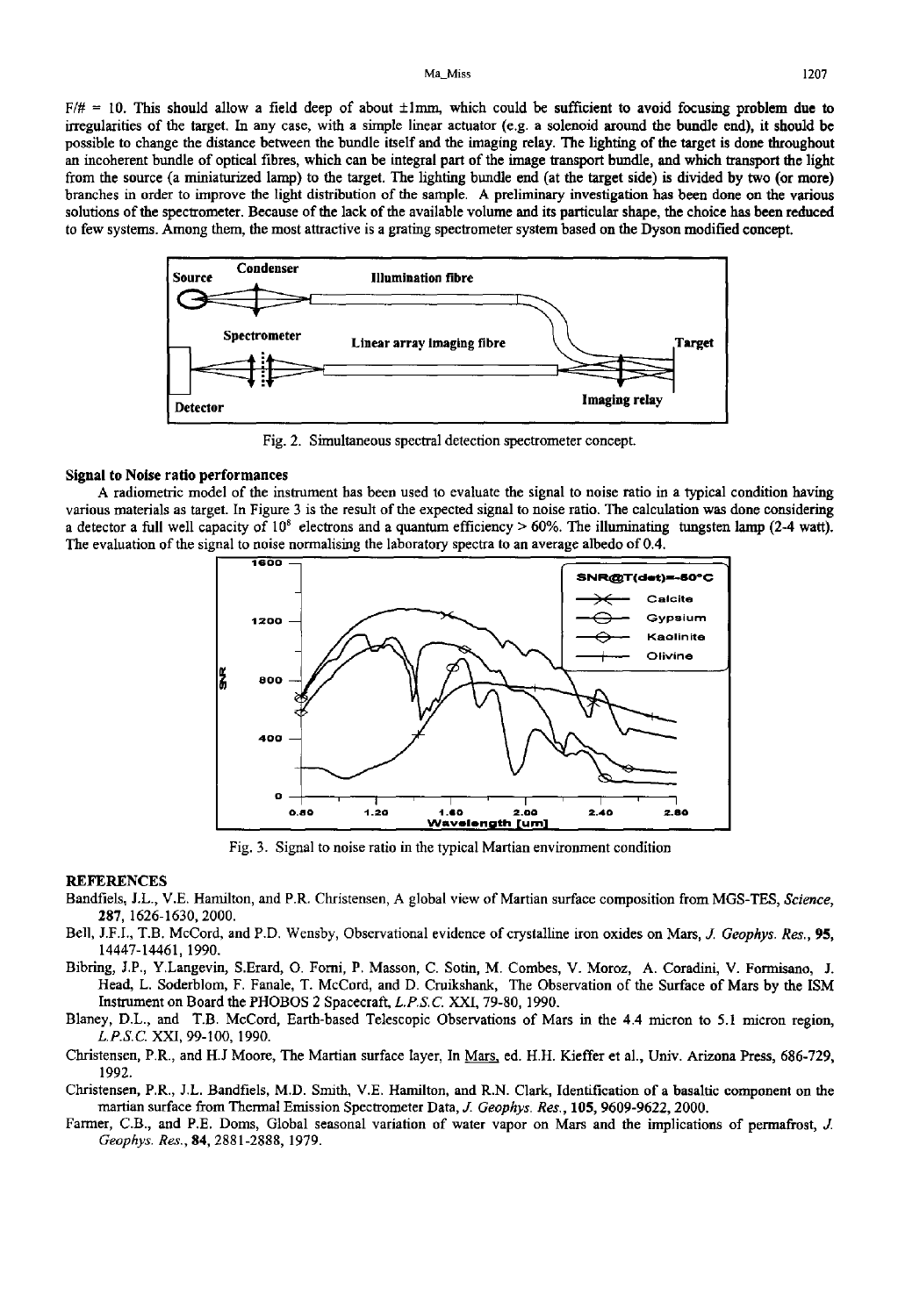$F/\# = 10$. This should allow a field deep of about ±1mm, which could be sufficient to avoid focusing problem due to irregularities of the target. In any case, with a simple linear actuator (e.g. a solenoid around the bundle end), it should be possible to change the distance between the bundle itself and the imaging relay. The lighting of the target is done throughout an incoherent bundle of optical fibres, which can be integral part of the image transport bundle, and which transport the light from the source (a miniaturized lamp) to the target. The lighting bundle end (at the target side) is divided by two (or more) branches in order to improve the light distribution of the sample. A preliminary investigation has been done on the various solutions of the spectrometer. Because of the lack of the available volume and its particular shape, the choice has been reduced to few systems. Among them, the most attractive is a grating spectrometer system based on the Dyson modified concept.

Fig. 2. Simultaneous spectral detection spectrometer concept.

### Signal to Noise ratio performances

A radiometric model of the instrument has been used to evaluate the signal to noise ratio in a typical condition having various materials as target. In Figure 3 is the result of the expected signal to noise ratio. The calculation was done considering a detector a full well capacity of $10^8$ electrons and a quantum efficiency > 60%. The illuminating tungsten lamp (2-4 watt). The evaluation of the signal to noise normalising the laboratory spectra to an average albedo of 0.4.

Fig. 3. Signal to noise ratio in the typical Martian environment condition

## REFERENCES

Bandfiels, J.L., V.E. Hamilton, and P.R. Christensen, A global view of Martian surface composition from MGS-TES, *Science*, **287**, 1626-1630, 2000.

Bell, J.F.I., T.B. McCord, and P.D. Wensby, Observational evidence of crystalline iron oxides on Mars, *J. Geophys. Res.*, **95**, 14447-14461, 1990.

Bibring, J.P., Y.Langevin, S.Erard, O. Forni, P. Masson, C. Sotin, M. Combes, V. Moroz, A. Coradini, V. Formisano, J. Head, L. Soderblom, F. Fanale, T. McCord, and D. Cruikshank, The Observation of the Surface of Mars by the ISM Instrument on Board the PHOBOS 2 Spacecraft, *L.P.S.C.* XXI, 79-80, 1990.

Blaney, D.L., and T.B. McCord, Earth-based Telescopic Observations of Mars in the 4.4 micron to 5.1 micron region, *L.P.S.C.* XXI, 99-100, 1990.

Christensen, P.R., and H.J Moore, The Martian surface layer, In Mars, ed. H.H. Kieffer et al., Univ. Arizona Press, 686-729, 1992.

Christensen, P.R., J.L. Bandfiels, M.D. Smith, V.E. Hamilton, and R.N. Clark, Identification of a basaltic component on the martian surface from Thermal Emission Spectrometer Data, *J. Geophys. Res.*, **105**, 9609-9622, 2000.

Farmer, C.B., and P.E. Doms, Global seasonal variation of water vapor on Mars and the implications of permafrost, *J. Geophys. Res.*, **84**, 2881-2888, 1979.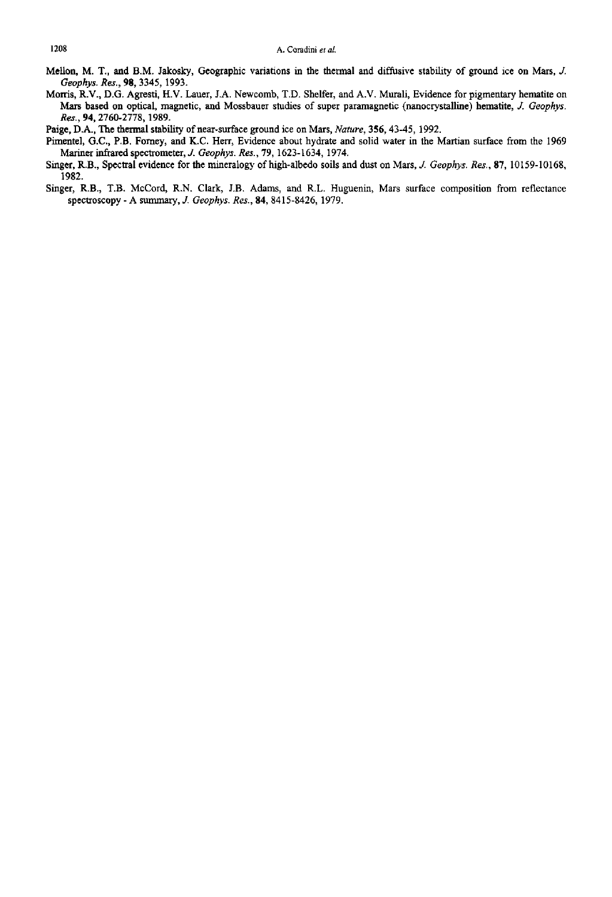Mellon, M. T., and B.M. Jakosky, Geographic variations in the thermal and diffusive stability of ground ice on Mars, *J. Geophys. Res.*, **98**, 3345, 1993.

Morris, R.V., D.G. Agresti, H.V. Lauer, J.A. Newcomb, T.D. Shelfer, and A.V. Murali, Evidence for pigmentary hematite on Mars based on optical, magnetic, and Mossbauer studies of super paramagnetic (nanocrystalline) hematite, *J. Geophys. Res.*, **94**, 2760-2778, 1989.

Paige, D.A., The thermal stability of near-surface ground ice on Mars, *Nature*, **356**, 43-45, 1992.

Pimentel, G.C., P.B. Forney, and K.C. Herr, Evidence about hydrate and solid water in the Martian surface from the 1969 Mariner infrared spectrometer, *J. Geophys. Res.*, **79**, 1623-1634, 1974.

Singer, R.B., Spectral evidence for the mineralogy of high-albedo soils and dust on Mars, *J. Geophys. Res.*, **87**, 10159-10168, 1982.

Singer, R.B., T.B. McCord, R.N. Clark, J.B. Adams, and R.L. Huguenin, Mars surface composition from reflectance spectroscopy - A summary, *J. Geophys. Res.*, **84**, 8415-8426, 1979.